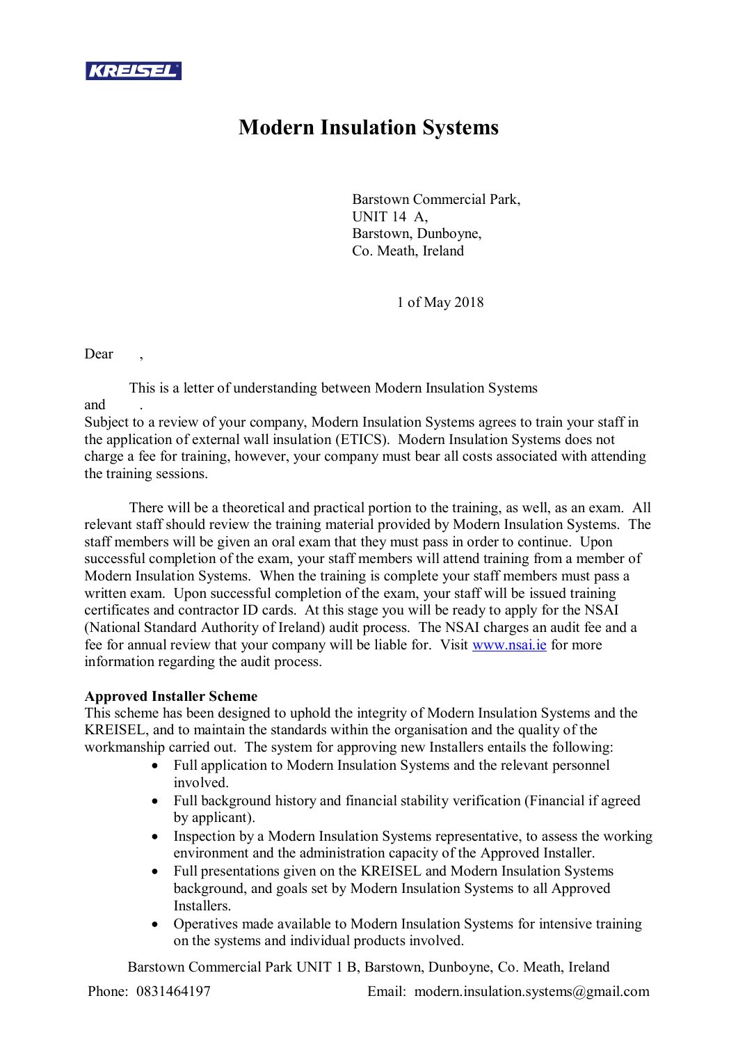KREISEL

# Modern Insulation Systems

Barstown Commercial Park,
UNIT 14 A,
Barstown, Dunboyne,
Co. Meath, Ireland

1 of May 2018

Dear ,

This is a letter of understanding between Modern Insulation Systems and .
Subject to a review of your company, Modern Insulation Systems agrees to train your staff in the application of external wall insulation (ETICS). Modern Insulation Systems does not charge a fee for training, however, your company must bear all costs associated with attending the training sessions.

There will be a theoretical and practical portion to the training, as well, as an exam. All relevant staff should review the training material provided by Modern Insulation Systems. The staff members will be given an oral exam that they must pass in order to continue. Upon successful completion of the exam, your staff members will attend training from a member of Modern Insulation Systems. When the training is complete your staff members must pass a written exam. Upon successful completion of the exam, your staff will be issued training certificates and contractor ID cards. At this stage you will be ready to apply for the NSAI (National Standard Authority of Ireland) audit process. The NSAI charges an audit fee and a fee for annual review that your company will be liable for. Visit www.nsai.ie for more information regarding the audit process.

**Approved Installer Scheme**
This scheme has been designed to uphold the integrity of Modern Insulation Systems and the KREISEL, and to maintain the standards within the organisation and the quality of the workmanship carried out. The system for approving new Installers entails the following:

- Full application to Modern Insulation Systems and the relevant personnel involved.
- Full background history and financial stability verification (Financial if agreed by applicant).
- Inspection by a Modern Insulation Systems representative, to assess the working environment and the administration capacity of the Approved Installer.
- Full presentations given on the KREISEL and Modern Insulation Systems background, and goals set by Modern Insulation Systems to all Approved Installers.
- Operatives made available to Modern Insulation Systems for intensive training on the systems and individual products involved.

Barstown Commercial Park UNIT 1 B, Barstown, Dunboyne, Co. Meath, Ireland
Phone: 0831464197 Email: modern.insulation.systems@gmail.com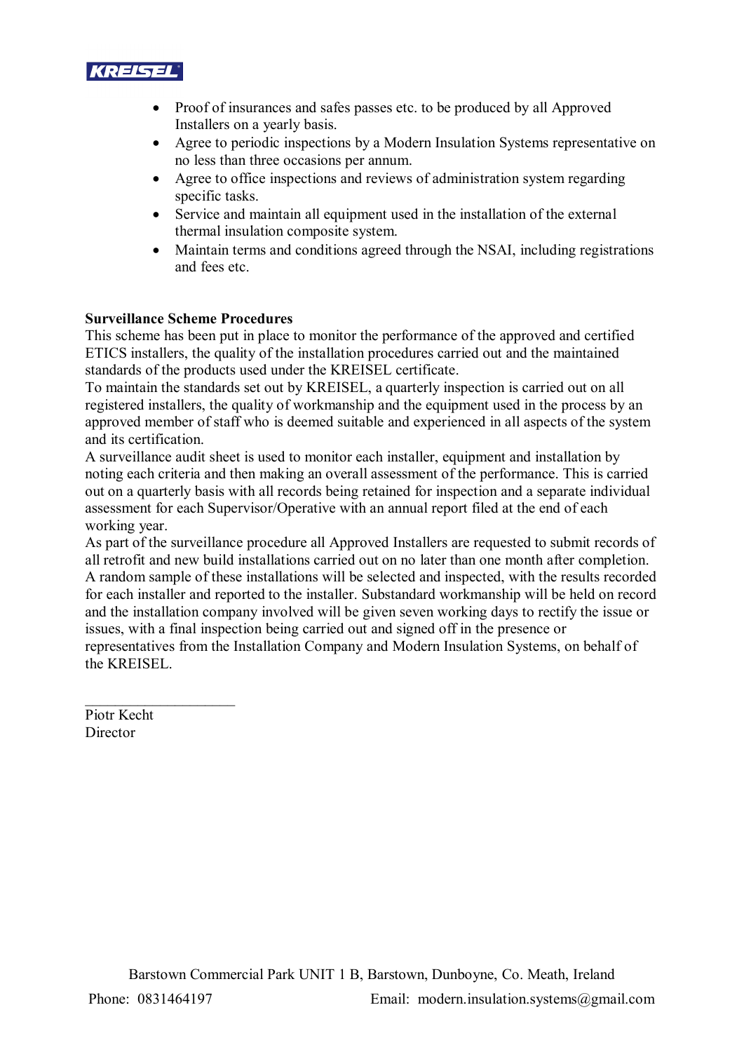- Proof of insurances and safes passes etc. to be produced by all Approved Installers on a yearly basis.
- Agree to periodic inspections by a Modern Insulation Systems representative on no less than three occasions per annum.
- Agree to office inspections and reviews of administration system regarding specific tasks.
- Service and maintain all equipment used in the installation of the external thermal insulation composite system.
- Maintain terms and conditions agreed through the NSAI, including registrations and fees etc.

**Surveillance Scheme Procedures**

This scheme has been put in place to monitor the performance of the approved and certified ETICS installers, the quality of the installation procedures carried out and the maintained standards of the products used under the KREISEL certificate.

To maintain the standards set out by KREISEL, a quarterly inspection is carried out on all registered installers, the quality of workmanship and the equipment used in the process by an approved member of staff who is deemed suitable and experienced in all aspects of the system and its certification.

A surveillance audit sheet is used to monitor each installer, equipment and installation by noting each criteria and then making an overall assessment of the performance. This is carried out on a quarterly basis with all records being retained for inspection and a separate individual assessment for each Supervisor/Operative with an annual report filed at the end of each working year.

As part of the surveillance procedure all Approved Installers are requested to submit records of all retrofit and new build installations carried out on no later than one month after completion. A random sample of these installations will be selected and inspected, with the results recorded for each installer and reported to the installer. Substandard workmanship will be held on record and the installation company involved will be given seven working days to rectify the issue or issues, with a final inspection being carried out and signed off in the presence or representatives from the Installation Company and Modern Insulation Systems, on behalf of the KREISEL.

\_\_\_\_\_\_\_\_\_\_\_\_\_\_\_\_\_\_\_\_\_

Piotr Kecht
Director

Barstown Commercial Park UNIT 1 B, Barstown, Dunboyne, Co. Meath, Ireland
Phone: 0831464197 Email: modern.insulation.systems@gmail.com